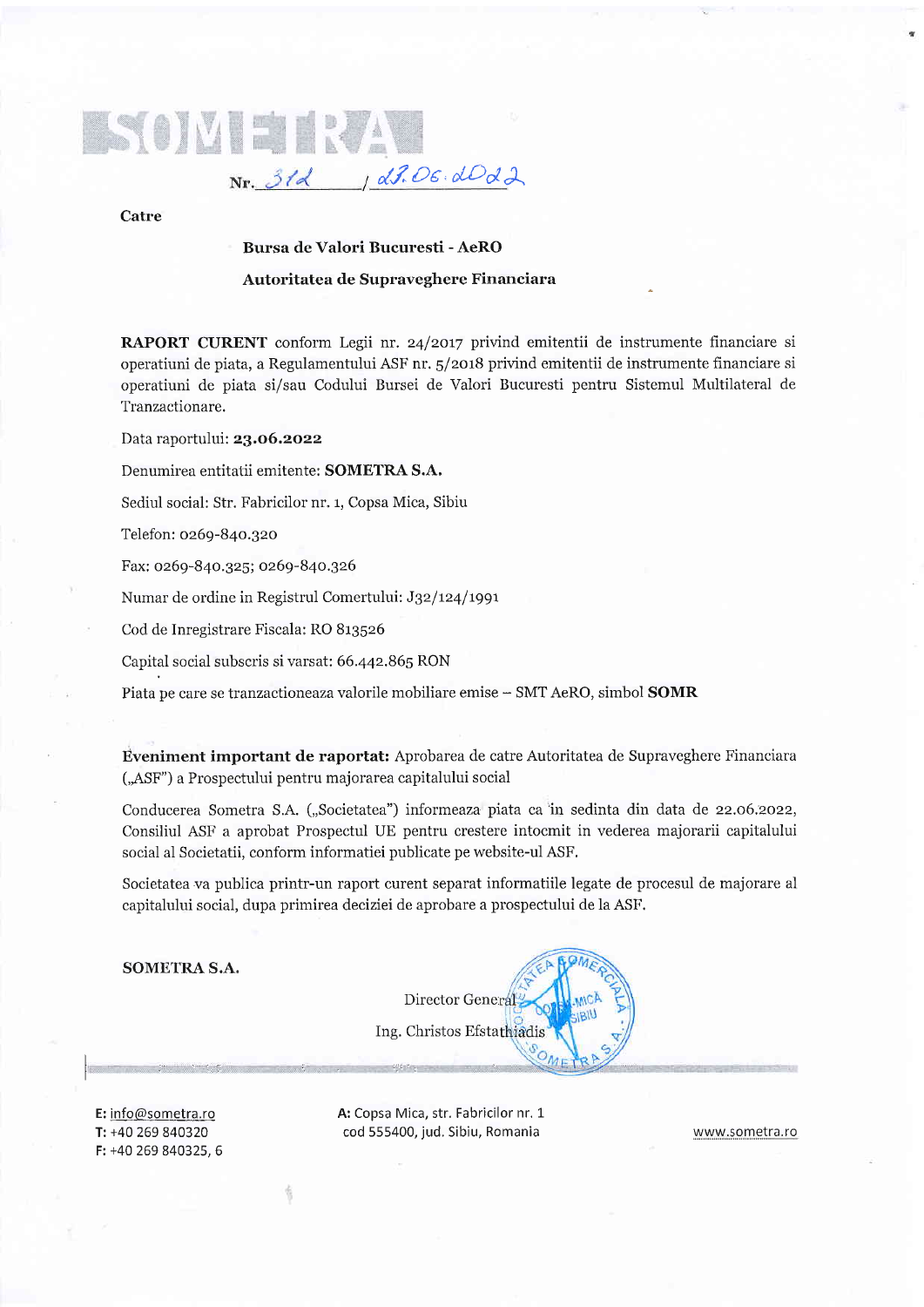# SOMETRA

Nr. 312 / 23.06.2022

**Catre**

**Bursa de Valori Bucuresti - AeRO**

**Autoritatea de Supraveghere Financiara**

**RAPORT CURENT** conform Legii nr. 24/2017 privind emitentii de instrumente financiare si operatiuni de piata, a Regulamentului ASF nr. 5/2018 privind emitentii de instrumente financiare si operatiuni de piata si/sau Codului Bursei de Valori Bucuresti pentru Sistemul Multilateral de Tranzactionare.

Data raportului: **23.06.2022**

Denumirea entitatii emitente: **SOMETRA S.A.**

Sediul social: Str. Fabricilor nr. 1, Copsa Mica, Sibiu

Telefon: 0269-840.320

Fax: 0269-840.325; 0269-840.326

Numar de ordine in Registrul Comertului: J32/124/1991

Cod de Inregistrare Fiscala: RO 813526

Capital social subscris si varsat: 66.442.865 RON

Piata pe care se tranzactioneaza valorile mobiliare emise – SMT AeRO, simbol **SOMR**

**Eveniment important de raportat:** Aprobarea de catre Autoritatea de Supraveghere Financiara („ASF") a Prospectului pentru majorarea capitalului social

Conducerea Sometra S.A. („Societatea") informeaza piata ca in sedinta din data de 22.06.2022, Consiliul ASF a aprobat Prospectul UE pentru crestere intocmit in vederea majorarii capitalului social al Societatii, conform informatiei publicate pe website-ul ASF.

Societatea va publica printr-un raport curent separat informatiile legate de procesul de majorare al capitalului social, dupa primirea deciziei de aprobare a prospectului de la ASF.

**SOMETRA S.A.**

Director General

Ing. Christos Efstathiadis

E: info@sometra.ro
T: +40 269 840320
F: +40 269 840325, 6

A: Copsa Mica, str. Fabricilor nr. 1
cod 555400, jud. Sibiu, Romania

www.sometra.ro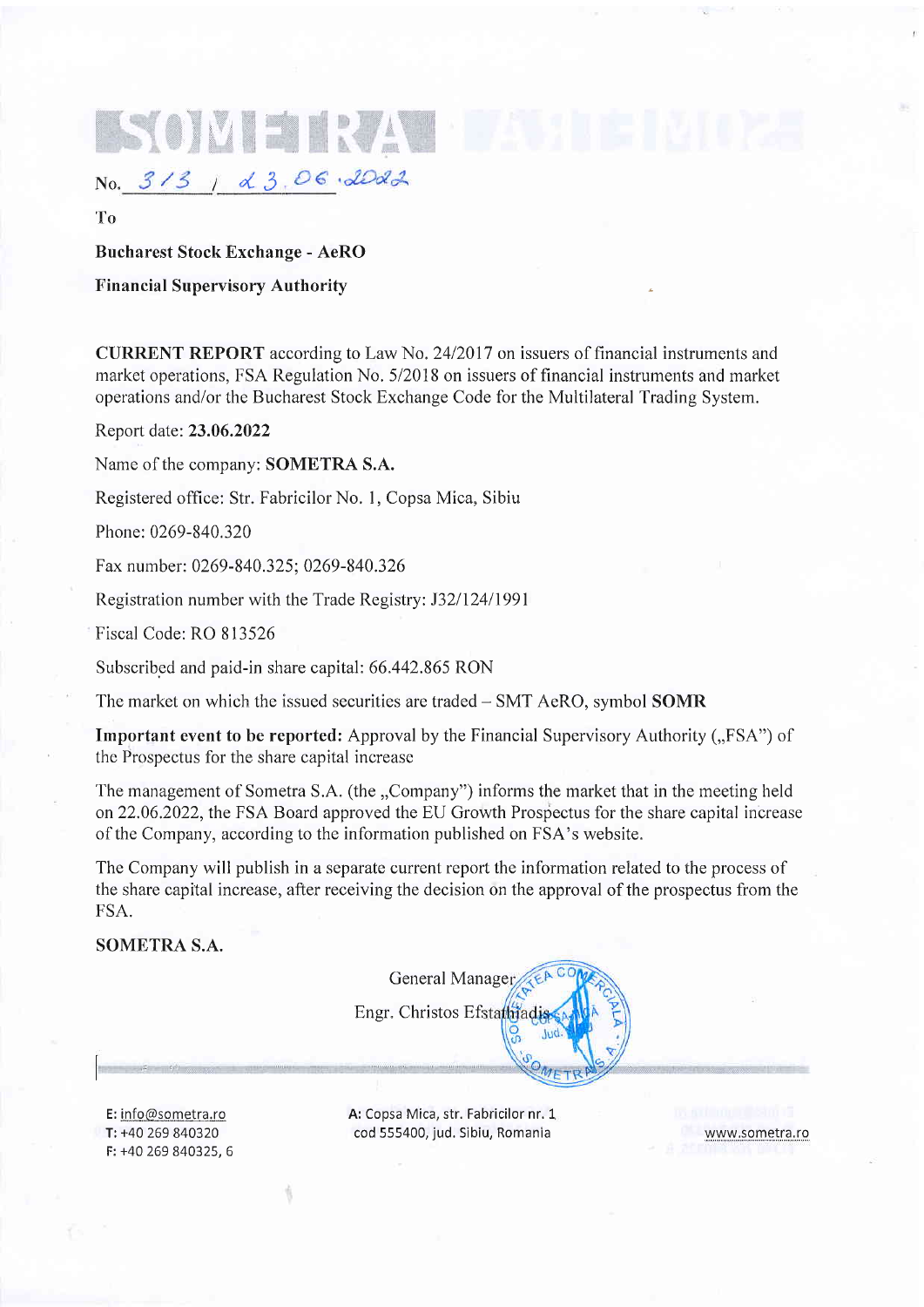# SOMETRA

No. 313 / 23.06.2022

To

**Bucharest Stock Exchange - AeRO**

**Financial Supervisory Authority**

**CURRENT REPORT** according to Law No. 24/2017 on issuers of financial instruments and market operations, FSA Regulation No. 5/2018 on issuers of financial instruments and market operations and/or the Bucharest Stock Exchange Code for the Multilateral Trading System.

Report date: **23.06.2022**

Name of the company: **SOMETRA S.A.**

Registered office: Str. Fabricilor No. 1, Copsa Mica, Sibiu

Phone: 0269-840.320

Fax number: 0269-840.325; 0269-840.326

Registration number with the Trade Registry: J32/124/1991

Fiscal Code: RO 813526

Subscribed and paid-in share capital: 66.442.865 RON

The market on which the issued securities are traded – SMT AeRO, symbol **SOMR**

**Important event to be reported:** Approval by the Financial Supervisory Authority („FSA") of the Prospectus for the share capital increase

The management of Sometra S.A. (the „Company") informs the market that in the meeting held on 22.06.2022, the FSA Board approved the EU Growth Prospectus for the share capital increase of the Company, according to the information published on FSA's website.

The Company will publish in a separate current report the information related to the process of the share capital increase, after receiving the decision on the approval of the prospectus from the FSA.

**SOMETRA S.A.**

General Manager

Engr. Christos Efstathiadis

E: info@sometra.ro
T: +40 269 840320
F: +40 269 840325, 6

A: Copsa Mica, str. Fabricilor nr. 1
cod 555400, jud. Sibiu, Romania

www.sometra.ro